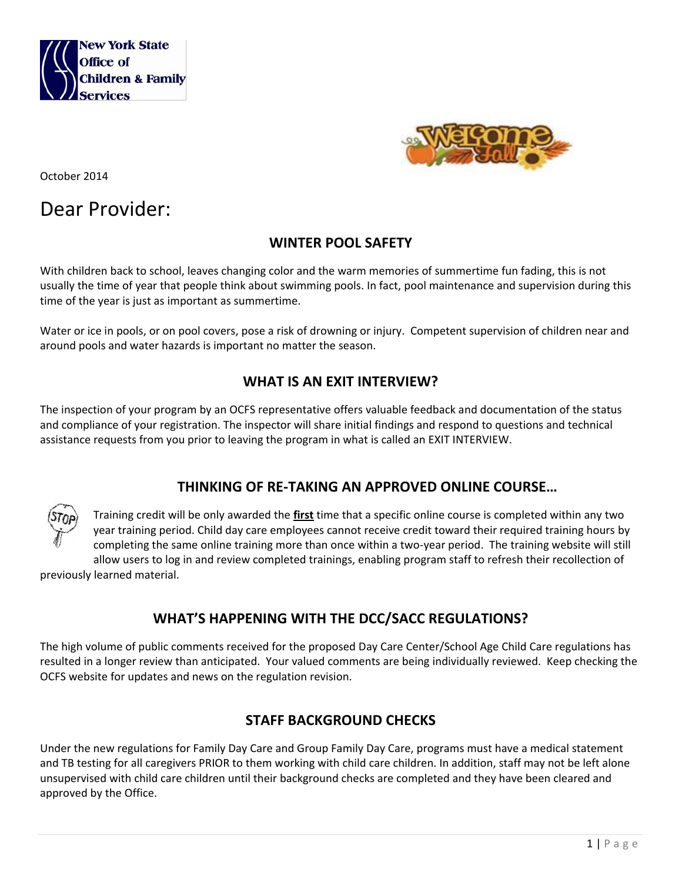New York State Office of Children & Family Services

October 2014

# Dear Provider:

## WINTER POOL SAFETY

With children back to school, leaves changing color and the warm memories of summertime fun fading, this is not usually the time of year that people think about swimming pools. In fact, pool maintenance and supervision during this time of the year is just as important as summertime.

Water or ice in pools, or on pool covers, pose a risk of drowning or injury. Competent supervision of children near and around pools and water hazards is important no matter the season.

## WHAT IS AN EXIT INTERVIEW?

The inspection of your program by an OCFS representative offers valuable feedback and documentation of the status and compliance of your registration. The inspector will share initial findings and respond to questions and technical assistance requests from you prior to leaving the program in what is called an EXIT INTERVIEW.

## THINKING OF RE-TAKING AN APPROVED ONLINE COURSE…

Training credit will be only awarded the **first** time that a specific online course is completed within any two year training period. Child day care employees cannot receive credit toward their required training hours by completing the same online training more than once within a two-year period. The training website will still allow users to log in and review completed trainings, enabling program staff to refresh their recollection of previously learned material.

## WHAT'S HAPPENING WITH THE DCC/SACC REGULATIONS?

The high volume of public comments received for the proposed Day Care Center/School Age Child Care regulations has resulted in a longer review than anticipated. Your valued comments are being individually reviewed. Keep checking the OCFS website for updates and news on the regulation revision.

## STAFF BACKGROUND CHECKS

Under the new regulations for Family Day Care and Group Family Day Care, programs must have a medical statement and TB testing for all caregivers PRIOR to them working with child care children. In addition, staff may not be left alone unsupervised with child care children until their background checks are completed and they have been cleared and approved by the Office.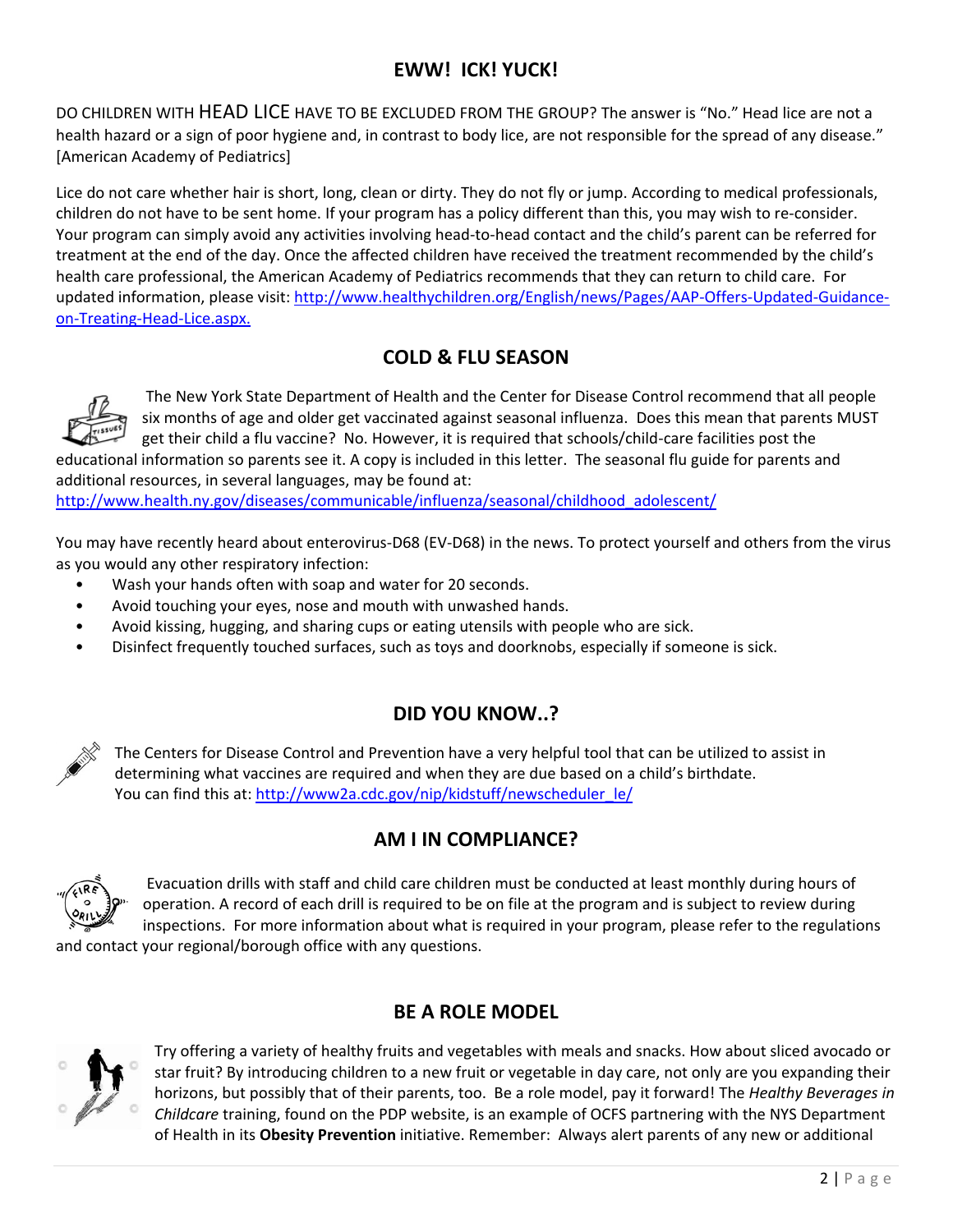## EWW! ICK! YUCK!

DO CHILDREN WITH HEAD LICE HAVE TO BE EXCLUDED FROM THE GROUP? The answer is "No." Head lice are not a health hazard or a sign of poor hygiene and, in contrast to body lice, are not responsible for the spread of any disease." [American Academy of Pediatrics]

Lice do not care whether hair is short, long, clean or dirty. They do not fly or jump. According to medical professionals, children do not have to be sent home. If your program has a policy different than this, you may wish to re-consider. Your program can simply avoid any activities involving head-to-head contact and the child's parent can be referred for treatment at the end of the day. Once the affected children have received the treatment recommended by the child's health care professional, the American Academy of Pediatrics recommends that they can return to child care. For updated information, please visit: http://www.healthychildren.org/English/news/Pages/AAP-Offers-Updated-Guidance-on-Treating-Head-Lice.aspx.

## COLD & FLU SEASON

The New York State Department of Health and the Center for Disease Control recommend that all people six months of age and older get vaccinated against seasonal influenza. Does this mean that parents MUST get their child a flu vaccine? No. However, it is required that schools/child-care facilities post the educational information so parents see it. A copy is included in this letter. The seasonal flu guide for parents and additional resources, in several languages, may be found at: http://www.health.ny.gov/diseases/communicable/influenza/seasonal/childhood_adolescent/

You may have recently heard about enterovirus-D68 (EV-D68) in the news. To protect yourself and others from the virus as you would any other respiratory infection:

- Wash your hands often with soap and water for 20 seconds.
- Avoid touching your eyes, nose and mouth with unwashed hands.
- Avoid kissing, hugging, and sharing cups or eating utensils with people who are sick.
- Disinfect frequently touched surfaces, such as toys and doorknobs, especially if someone is sick.

## DID YOU KNOW..?

The Centers for Disease Control and Prevention have a very helpful tool that can be utilized to assist in determining what vaccines are required and when they are due based on a child's birthdate. You can find this at: http://www2a.cdc.gov/nip/kidstuff/newscheduler_le/

## AM I IN COMPLIANCE?

Evacuation drills with staff and child care children must be conducted at least monthly during hours of operation. A record of each drill is required to be on file at the program and is subject to review during inspections. For more information about what is required in your program, please refer to the regulations and contact your regional/borough office with any questions.

## BE A ROLE MODEL

Try offering a variety of healthy fruits and vegetables with meals and snacks. How about sliced avocado or star fruit? By introducing children to a new fruit or vegetable in day care, not only are you expanding their horizons, but possibly that of their parents, too. Be a role model, pay it forward! The *Healthy Beverages in Childcare* training, found on the PDP website, is an example of OCFS partnering with the NYS Department of Health in its **Obesity Prevention** initiative. Remember: Always alert parents of any new or additional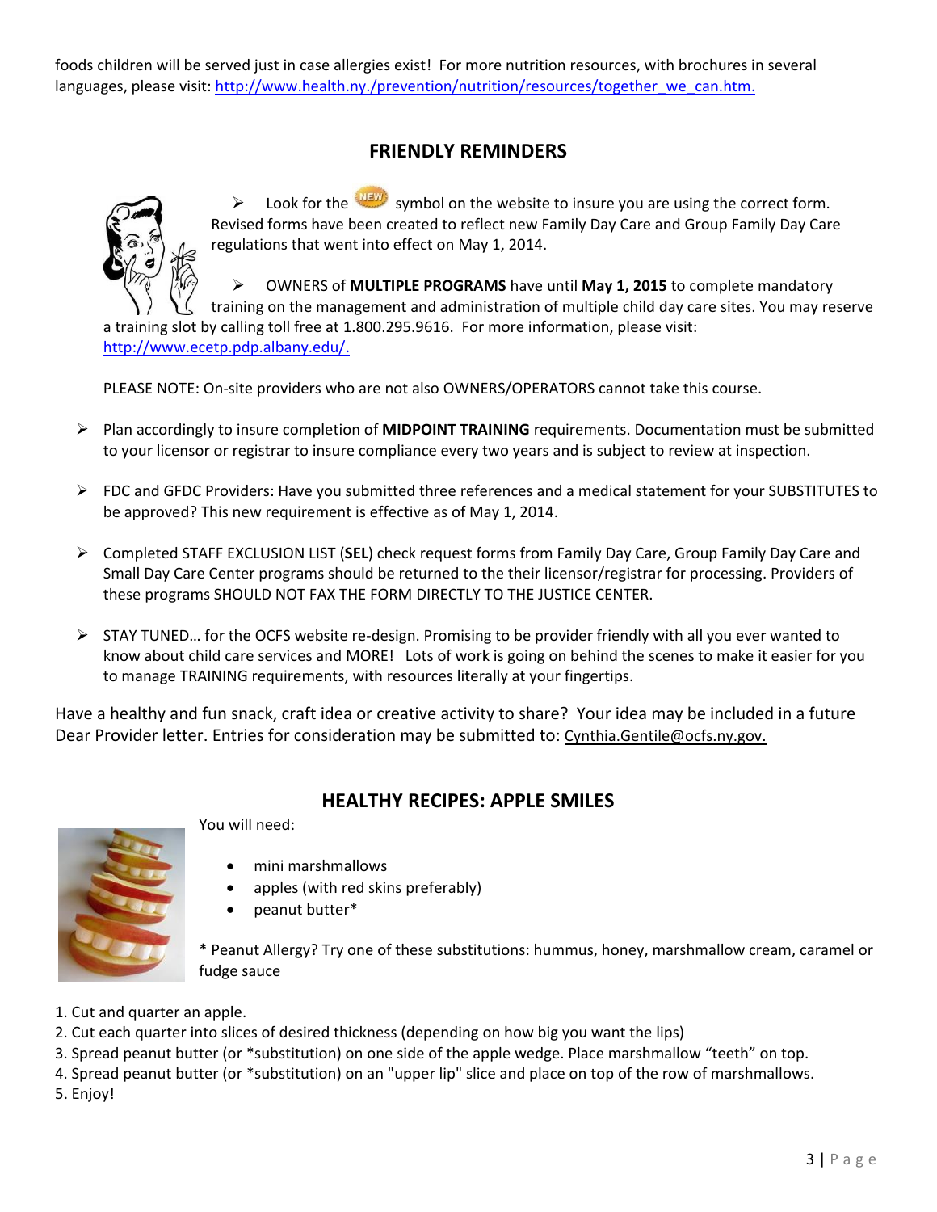foods children will be served just in case allergies exist! For more nutrition resources, with brochures in several languages, please visit: http://www.health.ny./prevention/nutrition/resources/together_we_can.htm.

## FRIENDLY REMINDERS

- Look for the NEW symbol on the website to insure you are using the correct form. Revised forms have been created to reflect new Family Day Care and Group Family Day Care regulations that went into effect on May 1, 2014.

- OWNERS of **MULTIPLE PROGRAMS** have until **May 1, 2015** to complete mandatory training on the management and administration of multiple child day care sites. You may reserve a training slot by calling toll free at 1.800.295.9616. For more information, please visit: http://www.ecetp.pdp.albany.edu/.

  PLEASE NOTE: On-site providers who are not also OWNERS/OPERATORS cannot take this course.

- Plan accordingly to insure completion of **MIDPOINT TRAINING** requirements. Documentation must be submitted to your licensor or registrar to insure compliance every two years and is subject to review at inspection.

- FDC and GFDC Providers: Have you submitted three references and a medical statement for your SUBSTITUTES to be approved? This new requirement is effective as of May 1, 2014.

- Completed STAFF EXCLUSION LIST (**SEL**) check request forms from Family Day Care, Group Family Day Care and Small Day Care Center programs should be returned to the their licensor/registrar for processing. Providers of these programs SHOULD NOT FAX THE FORM DIRECTLY TO THE JUSTICE CENTER.

- STAY TUNED… for the OCFS website re-design. Promising to be provider friendly with all you ever wanted to know about child care services and MORE! Lots of work is going on behind the scenes to make it easier for you to manage TRAINING requirements, with resources literally at your fingertips.

Have a healthy and fun snack, craft idea or creative activity to share? Your idea may be included in a future Dear Provider letter. Entries for consideration may be submitted to: Cynthia.Gentile@ocfs.ny.gov.

## HEALTHY RECIPES: APPLE SMILES

You will need:

- mini marshmallows
- apples (with red skins preferably)
- peanut butter*

* Peanut Allergy? Try one of these substitutions: hummus, honey, marshmallow cream, caramel or fudge sauce

1. Cut and quarter an apple.
2. Cut each quarter into slices of desired thickness (depending on how big you want the lips)
3. Spread peanut butter (or *substitution) on one side of the apple wedge. Place marshmallow "teeth" on top.
4. Spread peanut butter (or *substitution) on an "upper lip" slice and place on top of the row of marshmallows.
5. Enjoy!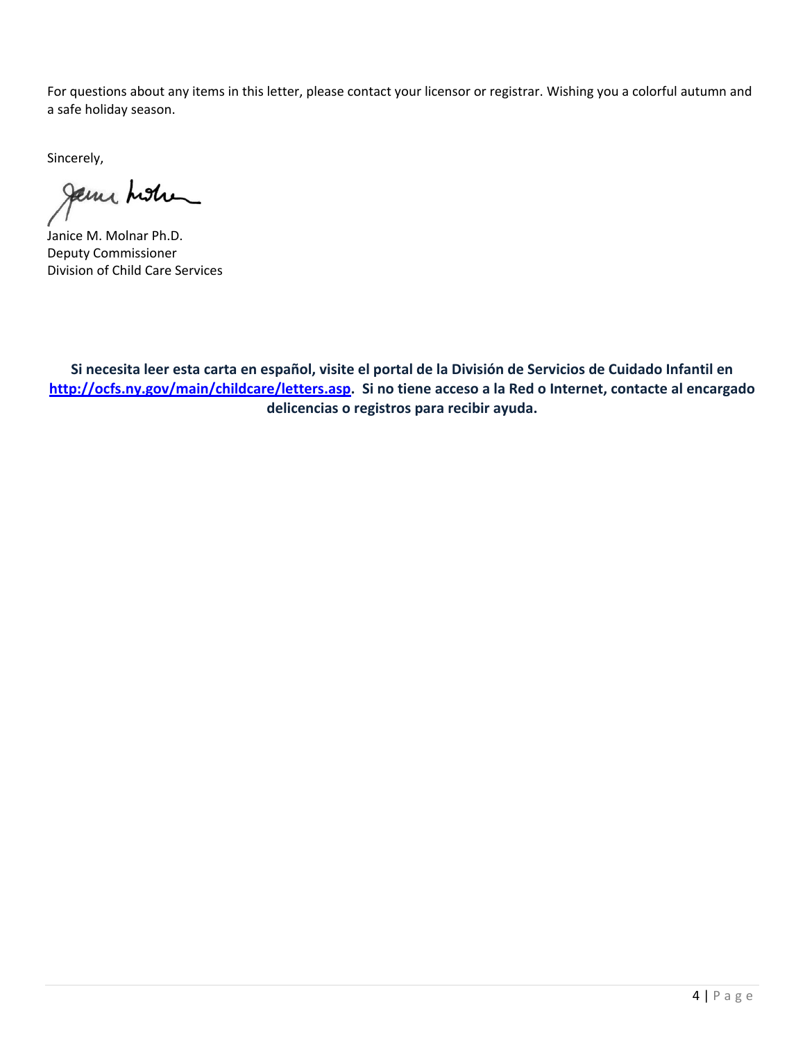For questions about any items in this letter, please contact your licensor or registrar. Wishing you a colorful autumn and a safe holiday season.

Sincerely,

Janice M. Molnar Ph.D.
Deputy Commissioner
Division of Child Care Services

**Si necesita leer esta carta en español, visite el portal de la División de Servicios de Cuidado Infantil en [http://ocfs.ny.gov/main/childcare/letters.asp](http://ocfs.ny.gov/main/childcare/letters.asp). Si no tiene acceso a la Red o Internet, contacte al encargado delicencias o registros para recibir ayuda.**